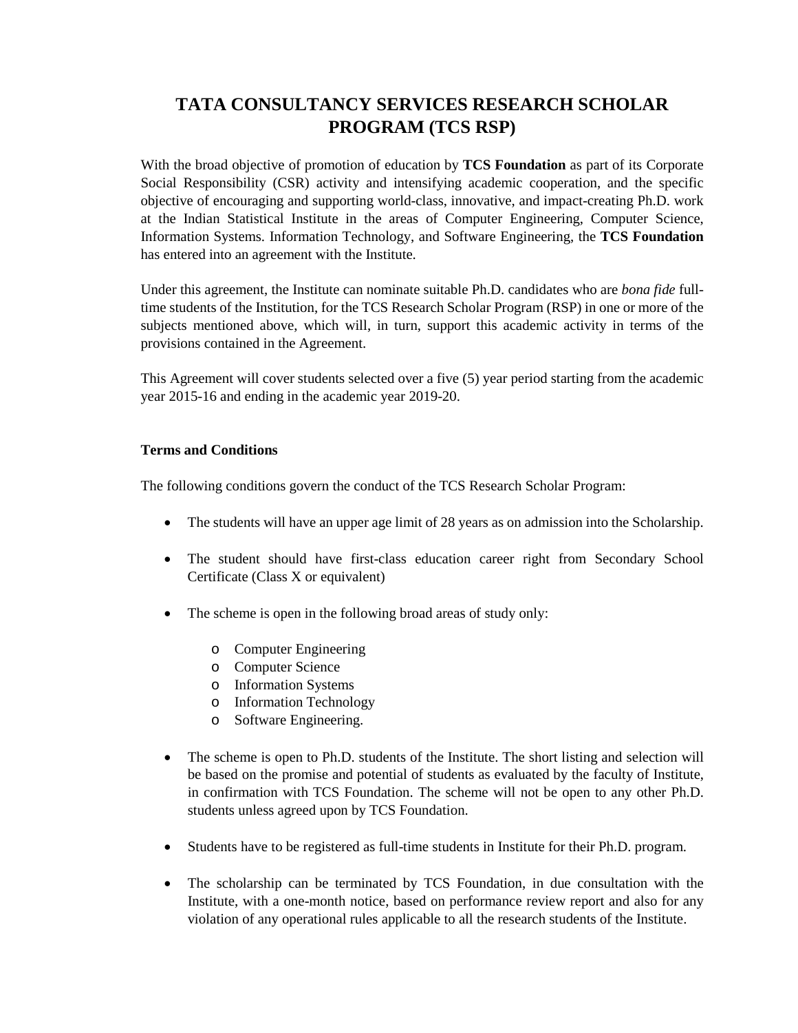# TATA CONSULTANCY SERVICES RESEARCH SCHOLAR PROGRAM (TCS RSP)

With the broad objective of promotion of education by **TCS Foundation** as part of its Corporate Social Responsibility (CSR) activity and intensifying academic cooperation, and the specific objective of encouraging and supporting world-class, innovative, and impact-creating Ph.D. work at the Indian Statistical Institute in the areas of Computer Engineering, Computer Science, Information Systems. Information Technology, and Software Engineering, the **TCS Foundation** has entered into an agreement with the Institute.

Under this agreement, the Institute can nominate suitable Ph.D. candidates who are *bona fide* full-time students of the Institution, for the TCS Research Scholar Program (RSP) in one or more of the subjects mentioned above, which will, in turn, support this academic activity in terms of the provisions contained in the Agreement.

This Agreement will cover students selected over a five (5) year period starting from the academic year 2015-16 and ending in the academic year 2019-20.

**Terms and Conditions**

The following conditions govern the conduct of the TCS Research Scholar Program:

- The students will have an upper age limit of 28 years as on admission into the Scholarship.
- The student should have first-class education career right from Secondary School Certificate (Class X or equivalent)
- The scheme is open in the following broad areas of study only:
    - Computer Engineering
    - Computer Science
    - Information Systems
    - Information Technology
    - Software Engineering.
- The scheme is open to Ph.D. students of the Institute. The short listing and selection will be based on the promise and potential of students as evaluated by the faculty of Institute, in confirmation with TCS Foundation. The scheme will not be open to any other Ph.D. students unless agreed upon by TCS Foundation.
- Students have to be registered as full-time students in Institute for their Ph.D. program.
- The scholarship can be terminated by TCS Foundation, in due consultation with the Institute, with a one-month notice, based on performance review report and also for any violation of any operational rules applicable to all the research students of the Institute.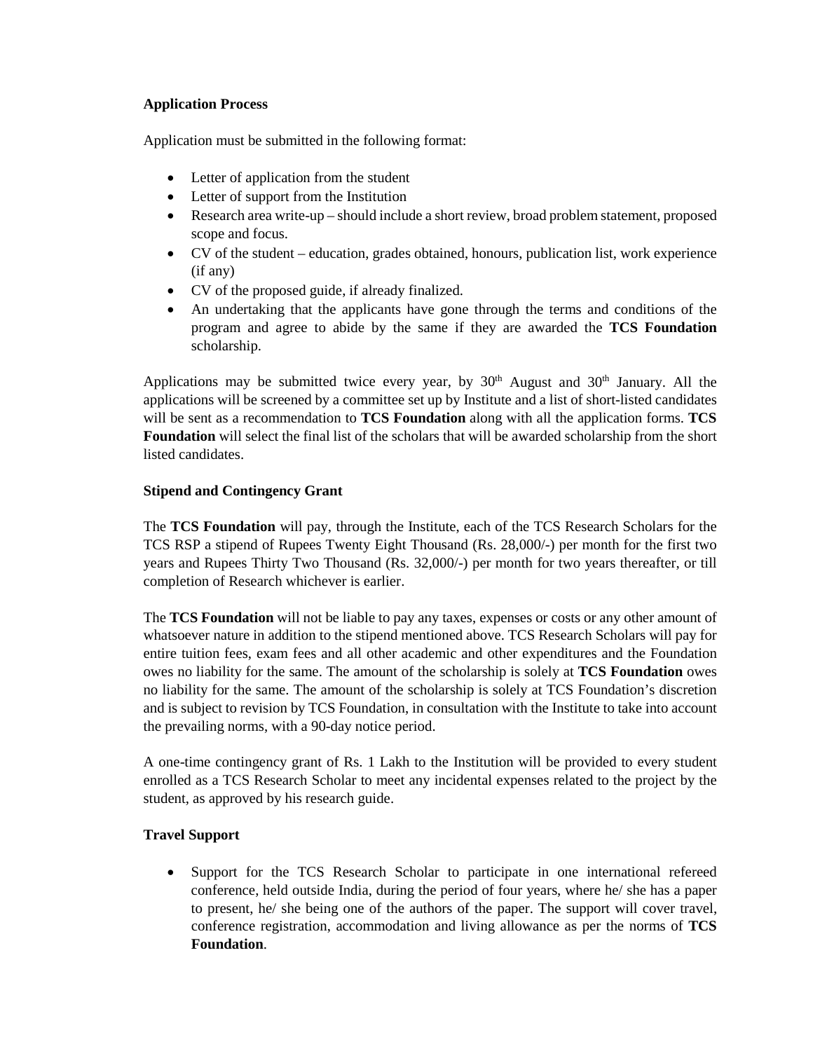**Application Process**

Application must be submitted in the following format:

- Letter of application from the student
- Letter of support from the Institution
- Research area write-up – should include a short review, broad problem statement, proposed scope and focus.
- CV of the student – education, grades obtained, honours, publication list, work experience (if any)
- CV of the proposed guide, if already finalized.
- An undertaking that the applicants have gone through the terms and conditions of the program and agree to abide by the same if they are awarded the **TCS Foundation** scholarship.

Applications may be submitted twice every year, by 30th August and 30th January. All the applications will be screened by a committee set up by Institute and a list of short-listed candidates will be sent as a recommendation to **TCS Foundation** along with all the application forms. **TCS Foundation** will select the final list of the scholars that will be awarded scholarship from the short listed candidates.

**Stipend and Contingency Grant**

The **TCS Foundation** will pay, through the Institute, each of the TCS Research Scholars for the TCS RSP a stipend of Rupees Twenty Eight Thousand (Rs. 28,000/-) per month for the first two years and Rupees Thirty Two Thousand (Rs. 32,000/-) per month for two years thereafter, or till completion of Research whichever is earlier.

The **TCS Foundation** will not be liable to pay any taxes, expenses or costs or any other amount of whatsoever nature in addition to the stipend mentioned above. TCS Research Scholars will pay for entire tuition fees, exam fees and all other academic and other expenditures and the Foundation owes no liability for the same. The amount of the scholarship is solely at **TCS Foundation** owes no liability for the same. The amount of the scholarship is solely at TCS Foundation's discretion and is subject to revision by TCS Foundation, in consultation with the Institute to take into account the prevailing norms, with a 90-day notice period.

A one-time contingency grant of Rs. 1 Lakh to the Institution will be provided to every student enrolled as a TCS Research Scholar to meet any incidental expenses related to the project by the student, as approved by his research guide.

**Travel Support**

- Support for the TCS Research Scholar to participate in one international refereed conference, held outside India, during the period of four years, where he/ she has a paper to present, he/ she being one of the authors of the paper. The support will cover travel, conference registration, accommodation and living allowance as per the norms of **TCS Foundation**.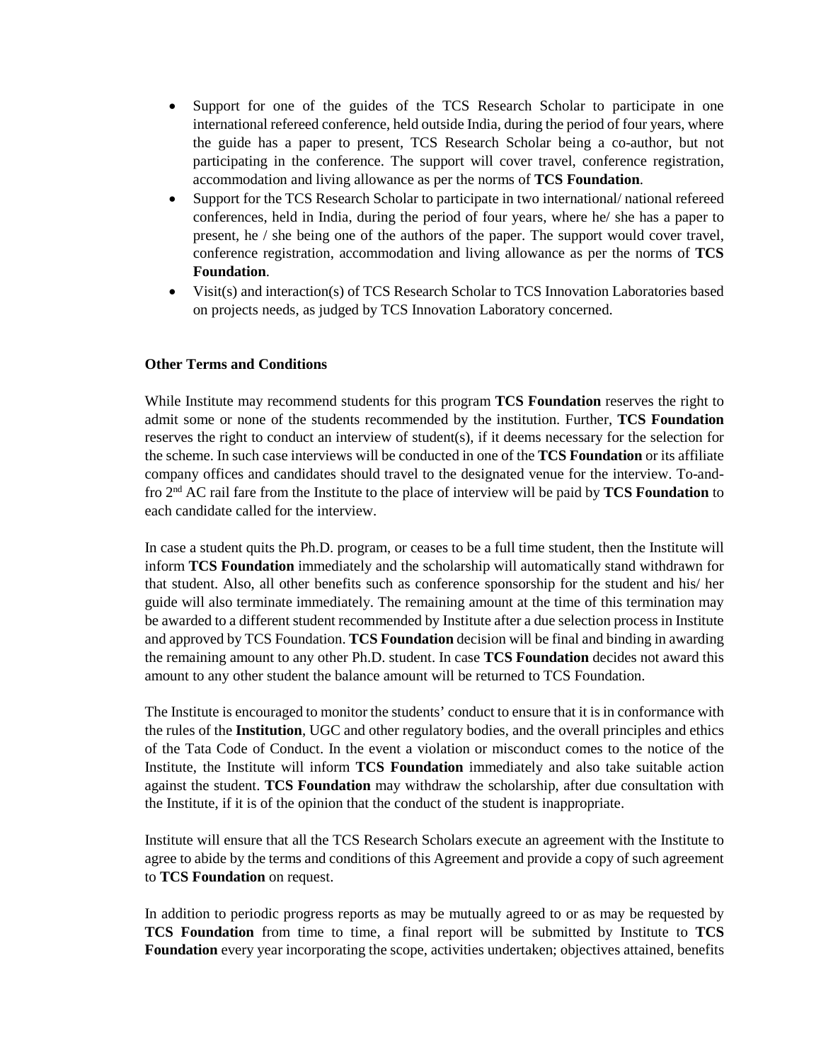- Support for one of the guides of the TCS Research Scholar to participate in one international refereed conference, held outside India, during the period of four years, where the guide has a paper to present, TCS Research Scholar being a co-author, but not participating in the conference. The support will cover travel, conference registration, accommodation and living allowance as per the norms of **TCS Foundation**.
- Support for the TCS Research Scholar to participate in two international/ national refereed conferences, held in India, during the period of four years, where he/ she has a paper to present, he / she being one of the authors of the paper. The support would cover travel, conference registration, accommodation and living allowance as per the norms of **TCS Foundation**.
- Visit(s) and interaction(s) of TCS Research Scholar to TCS Innovation Laboratories based on projects needs, as judged by TCS Innovation Laboratory concerned.

**Other Terms and Conditions**

While Institute may recommend students for this program **TCS Foundation** reserves the right to admit some or none of the students recommended by the institution. Further, **TCS Foundation** reserves the right to conduct an interview of student(s), if it deems necessary for the selection for the scheme. In such case interviews will be conducted in one of the **TCS Foundation** or its affiliate company offices and candidates should travel to the designated venue for the interview. To-and-fro 2nd AC rail fare from the Institute to the place of interview will be paid by **TCS Foundation** to each candidate called for the interview.

In case a student quits the Ph.D. program, or ceases to be a full time student, then the Institute will inform **TCS Foundation** immediately and the scholarship will automatically stand withdrawn for that student. Also, all other benefits such as conference sponsorship for the student and his/ her guide will also terminate immediately. The remaining amount at the time of this termination may be awarded to a different student recommended by Institute after a due selection process in Institute and approved by TCS Foundation. **TCS Foundation** decision will be final and binding in awarding the remaining amount to any other Ph.D. student. In case **TCS Foundation** decides not award this amount to any other student the balance amount will be returned to TCS Foundation.

The Institute is encouraged to monitor the students' conduct to ensure that it is in conformance with the rules of the **Institution**, UGC and other regulatory bodies, and the overall principles and ethics of the Tata Code of Conduct. In the event a violation or misconduct comes to the notice of the Institute, the Institute will inform **TCS Foundation** immediately and also take suitable action against the student. **TCS Foundation** may withdraw the scholarship, after due consultation with the Institute, if it is of the opinion that the conduct of the student is inappropriate.

Institute will ensure that all the TCS Research Scholars execute an agreement with the Institute to agree to abide by the terms and conditions of this Agreement and provide a copy of such agreement to **TCS Foundation** on request.

In addition to periodic progress reports as may be mutually agreed to or as may be requested by **TCS Foundation** from time to time, a final report will be submitted by Institute to **TCS Foundation** every year incorporating the scope, activities undertaken; objectives attained, benefits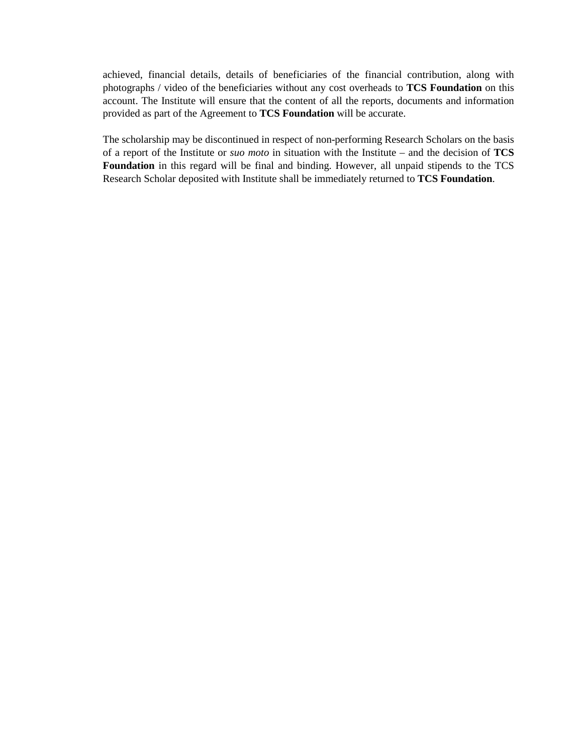achieved, financial details, details of beneficiaries of the financial contribution, along with photographs / video of the beneficiaries without any cost overheads to **TCS Foundation** on this account. The Institute will ensure that the content of all the reports, documents and information provided as part of the Agreement to **TCS Foundation** will be accurate.

The scholarship may be discontinued in respect of non-performing Research Scholars on the basis of a report of the Institute or *suo moto* in situation with the Institute – and the decision of **TCS Foundation** in this regard will be final and binding. However, all unpaid stipends to the TCS Research Scholar deposited with Institute shall be immediately returned to **TCS Foundation**.